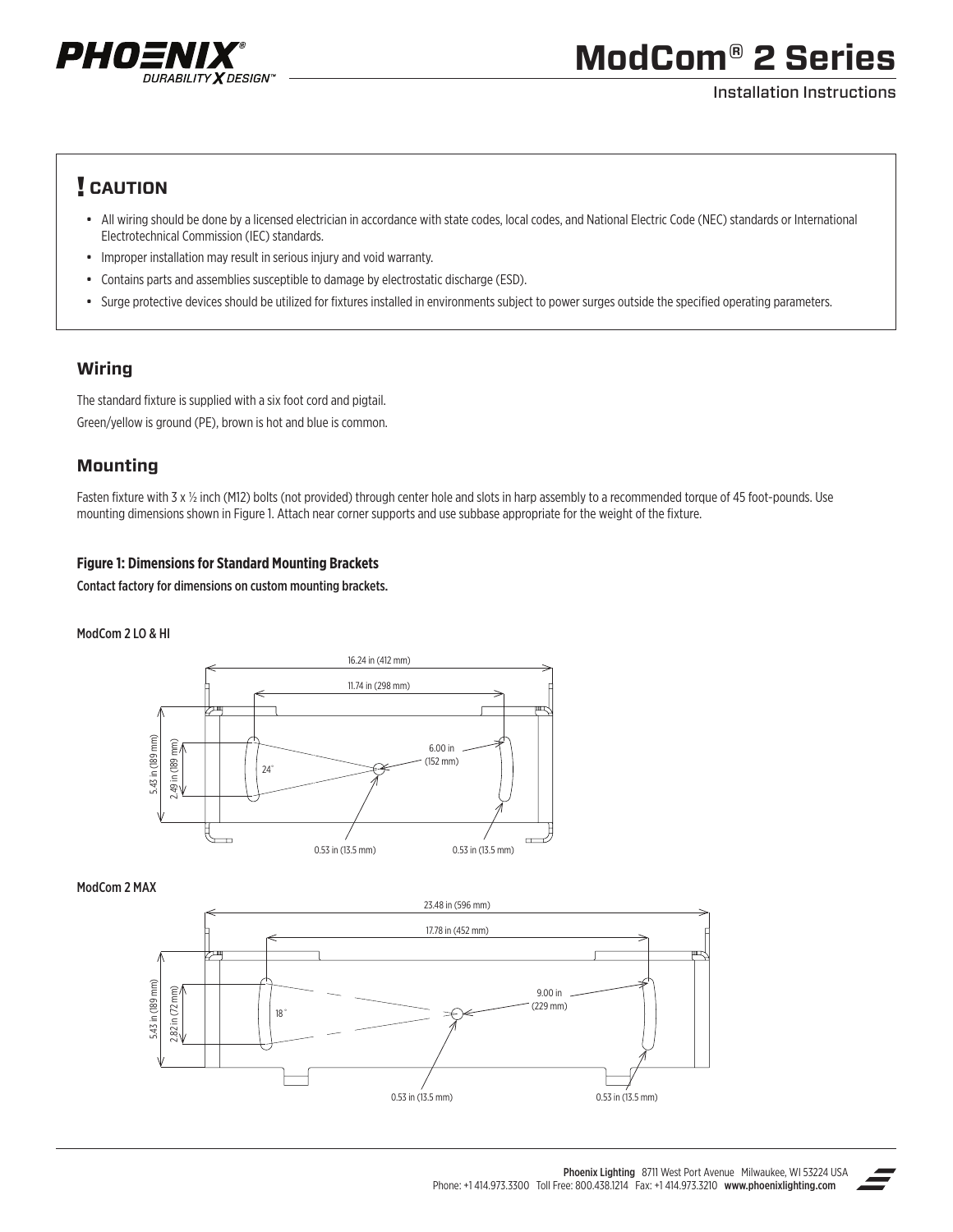# ModCom® 2 Series

Installation Instructions

## ! CAUTION

- All wiring should be done by a licensed electrician in accordance with state codes, local codes, and National Electric Code (NEC) standards or International Electrotechnical Commission (IEC) standards.
- Improper installation may result in serious injury and void warranty.
- Contains parts and assemblies susceptible to damage by electrostatic discharge (ESD).
- Surge protective devices should be utilized for fixtures installed in environments subject to power surges outside the specified operating parameters.

## Wiring

The standard fixture is supplied with a six foot cord and pigtail.

Green/yellow is ground (PE), brown is hot and blue is common.

## Mounting

Fasten fixture with 3 x ½ inch (M12) bolts (not provided) through center hole and slots in harp assembly to a recommended torque of 45 foot-pounds. Use mounting dimensions shown in Figure 1. Attach near corner supports and use subbase appropriate for the weight of the fixture.

**Figure 1: Dimensions for Standard Mounting Brackets**

Contact factory for dimensions on custom mounting brackets.

ModCom 2 LO & HI

16.24 in (412 mm)
11.74 in (298 mm)
5.43 in (189 mm)
2.49 in (189 mm)
24°
6.00 in (152 mm)
0.53 in (13.5 mm)
0.53 in (13.5 mm)

ModCom 2 MAX

23.48 in (596 mm)
17.78 in (452 mm)
5.43 in (189 mm)
2.82 in (72 mm)
18°
9.00 in (229 mm)
0.53 in (13.5 mm)
0.53 in (13.5 mm)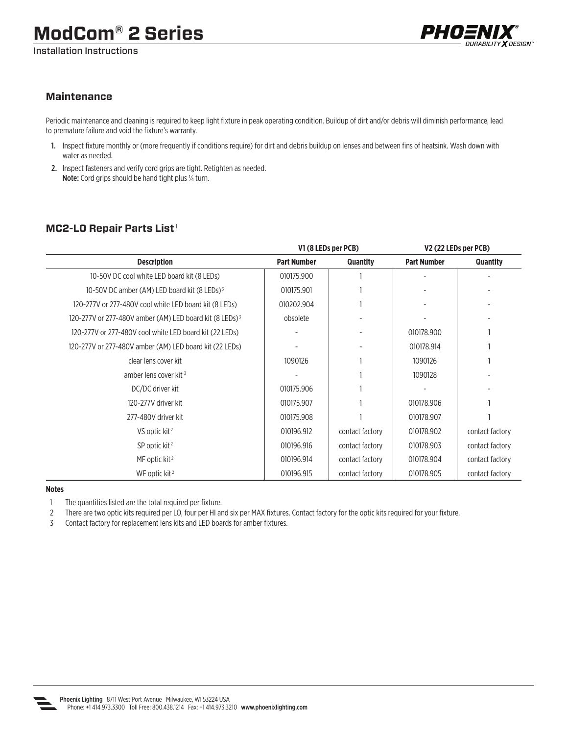## Maintenance

Periodic maintenance and cleaning is required to keep light fixture in peak operating condition. Buildup of dirt and/or debris will diminish performance, lead to premature failure and void the fixture's warranty.

1. Inspect fixture monthly or (more frequently if conditions require) for dirt and debris buildup on lenses and between fins of heatsink. Wash down with water as needed.
2. Inspect fasteners and verify cord grips are tight. Retighten as needed.
   **Note:** Cord grips should be hand tight plus ¼ turn.

## MC2-LO Repair Parts List[1]

| | V1 (8 LEDs per PCB) | | V2 (22 LEDs per PCB) | |
|---|---|---|---|---|
| **Description** | **Part Number** | **Quantity** | **Part Number** | **Quantity** |
| 10-50V DC cool white LED board kit (8 LEDs) | 010175.900 | 1 | - | - |
| 10-50V DC amber (AM) LED board kit (8 LEDs)[3] | 010175.901 | 1 | - | - |
| 120-277V or 277-480V cool white LED board kit (8 LEDs) | 010202.904 | 1 | - | - |
| 120-277V or 277-480V amber (AM) LED board kit (8 LEDs)[3] | obsolete | - | - | - |
| 120-277V or 277-480V cool white LED board kit (22 LEDs) | - | - | 010178.900 | 1 |
| 120-277V or 277-480V amber (AM) LED board kit (22 LEDs) | - | - | 010178.914 | 1 |
| clear lens cover kit | 1090126 | 1 | 1090126 | 1 |
| amber lens cover kit[3] | - | 1 | 1090128 | - |
| DC/DC driver kit | 010175.906 | 1 | - | - |
| 120-277V driver kit | 010175.907 | 1 | 010178.906 | 1 |
| 277-480V driver kit | 010175.908 | 1 | 010178.907 | 1 |
| VS optic kit[2] | 010196.912 | contact factory | 010178.902 | contact factory |
| SP optic kit[2] | 010196.916 | contact factory | 010178.903 | contact factory |
| MF optic kit[2] | 010196.914 | contact factory | 010178.904 | contact factory |
| WF optic kit[2] | 010196.915 | contact factory | 010178.905 | contact factory |

**Notes**

1. The quantities listed are the total required per fixture.
2. There are two optic kits required per LO, four per HI and six per MAX fixtures. Contact factory for the optic kits required for your fixture.
3. Contact factory for replacement lens kits and LED boards for amber fixtures.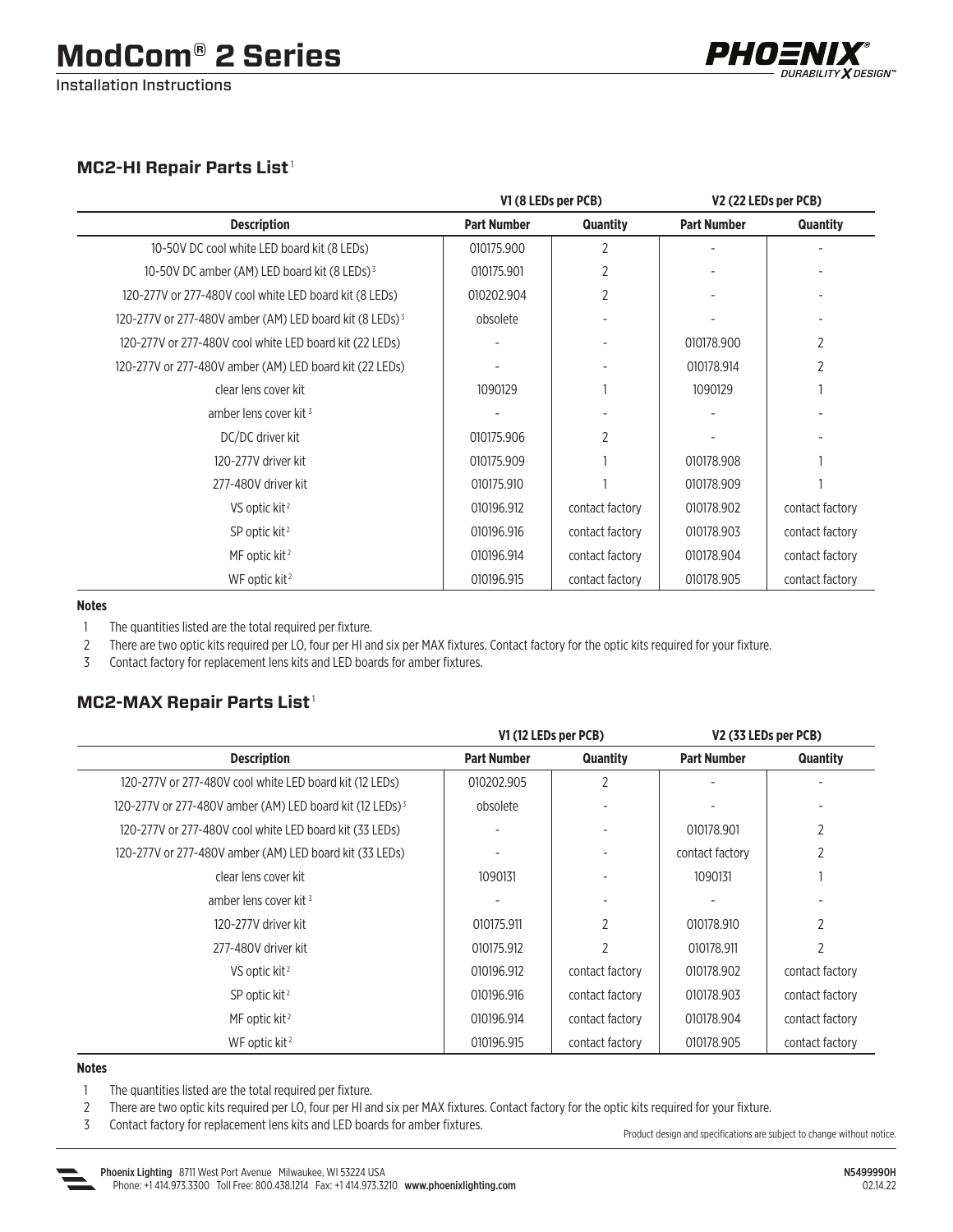## MC2-HI Repair Parts List[1]

| | V1 (8 LEDs per PCB) | | V2 (22 LEDs per PCB) | |
|---|---|---|---|---|
| **Description** | **Part Number** | **Quantity** | **Part Number** | **Quantity** |
| 10-50V DC cool white LED board kit (8 LEDs) | 010175.900 | 2 | - | - |
| 10-50V DC amber (AM) LED board kit (8 LEDs)[3] | 010175.901 | 2 | - | - |
| 120-277V or 277-480V cool white LED board kit (8 LEDs) | 010202.904 | 2 | - | - |
| 120-277V or 277-480V amber (AM) LED board kit (8 LEDs)[3] | obsolete | - | - | - |
| 120-277V or 277-480V cool white LED board kit (22 LEDs) | - | - | 010178.900 | 2 |
| 120-277V or 277-480V amber (AM) LED board kit (22 LEDs) | - | - | 010178.914 | 2 |
| clear lens cover kit | 1090129 | 1 | 1090129 | 1 |
| amber lens cover kit[3] | - | - | - | - |
| DC/DC driver kit | 010175.906 | 2 | - | - |
| 120-277V driver kit | 010175.909 | 1 | 010178.908 | 1 |
| 277-480V driver kit | 010175.910 | 1 | 010178.909 | 1 |
| VS optic kit[2] | 010196.912 | contact factory | 010178.902 | contact factory |
| SP optic kit[2] | 010196.916 | contact factory | 010178.903 | contact factory |
| MF optic kit[2] | 010196.914 | contact factory | 010178.904 | contact factory |
| WF optic kit[2] | 010196.915 | contact factory | 010178.905 | contact factory |

**Notes**

1. The quantities listed are the total required per fixture.
2. There are two optic kits required per LO, four per HI and six per MAX fixtures. Contact factory for the optic kits required for your fixture.
3. Contact factory for replacement lens kits and LED boards for amber fixtures.

## MC2-MAX Repair Parts List[1]

| | V1 (12 LEDs per PCB) | | V2 (33 LEDs per PCB) | |
|---|---|---|---|---|
| **Description** | **Part Number** | **Quantity** | **Part Number** | **Quantity** |
| 120-277V or 277-480V cool white LED board kit (12 LEDs) | 010202.905 | 2 | - | - |
| 120-277V or 277-480V amber (AM) LED board kit (12 LEDs)[3] | obsolete | - | - | - |
| 120-277V or 277-480V cool white LED board kit (33 LEDs) | - | - | 010178.901 | 2 |
| 120-277V or 277-480V amber (AM) LED board kit (33 LEDs) | - | - | contact factory | 2 |
| clear lens cover kit | 1090131 | - | 1090131 | 1 |
| amber lens cover kit[3] | - | - | - | - |
| 120-277V driver kit | 010175.911 | 2 | 010178.910 | 2 |
| 277-480V driver kit | 010175.912 | 2 | 010178.911 | 2 |
| VS optic kit[2] | 010196.912 | contact factory | 010178.902 | contact factory |
| SP optic kit[2] | 010196.916 | contact factory | 010178.903 | contact factory |
| MF optic kit[2] | 010196.914 | contact factory | 010178.904 | contact factory |
| WF optic kit[2] | 010196.915 | contact factory | 010178.905 | contact factory |

**Notes**

1. The quantities listed are the total required per fixture.
2. There are two optic kits required per LO, four per HI and six per MAX fixtures. Contact factory for the optic kits required for your fixture.
3. Contact factory for replacement lens kits and LED boards for amber fixtures.

Product design and specifications are subject to change without notice.